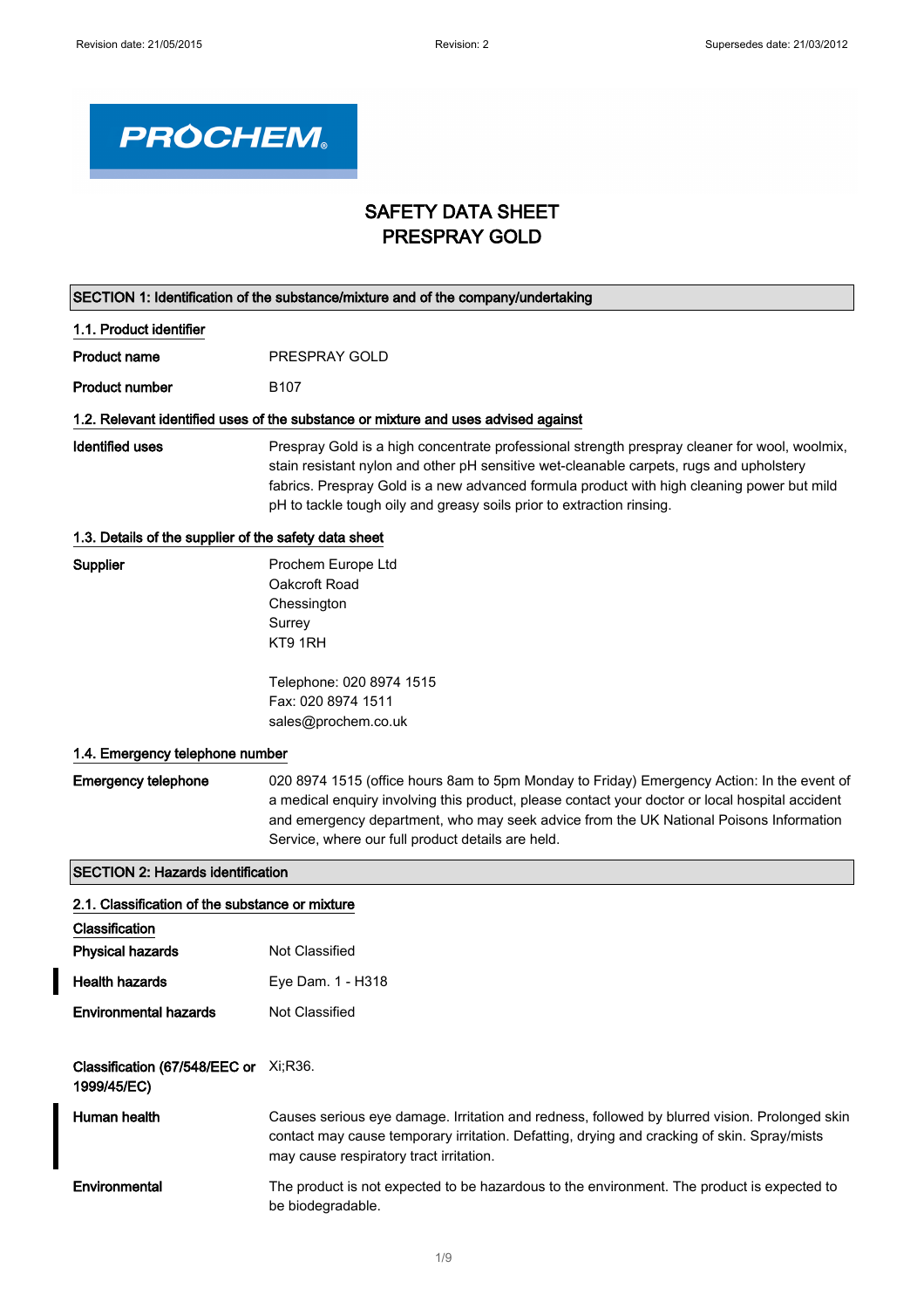PROCHEM

# SAFETY DATA SHEET
# PRESPRAY GOLD

## SECTION 1: Identification of the substance/mixture and of the company/undertaking

### 1.1. Product identifier

**Product name** PRESPRAY GOLD

**Product number** B107

### 1.2. Relevant identified uses of the substance or mixture and uses advised against

**Identified uses** Prespray Gold is a high concentrate professional strength prespray cleaner for wool, woolmix, stain resistant nylon and other pH sensitive wet-cleanable carpets, rugs and upholstery fabrics. Prespray Gold is a new advanced formula product with high cleaning power but mild pH to tackle tough oily and greasy soils prior to extraction rinsing.

### 1.3. Details of the supplier of the safety data sheet

**Supplier** Prochem Europe Ltd
Oakcroft Road
Chessington
Surrey
KT9 1RH

Telephone: 020 8974 1515
Fax: 020 8974 1511
sales@prochem.co.uk

### 1.4. Emergency telephone number

**Emergency telephone** 020 8974 1515 (office hours 8am to 5pm Monday to Friday) Emergency Action: In the event of a medical enquiry involving this product, please contact your doctor or local hospital accident and emergency department, who may seek advice from the UK National Poisons Information Service, where our full product details are held.

## SECTION 2: Hazards identification

### 2.1. Classification of the substance or mixture

**Classification**

**Physical hazards** Not Classified

**Health hazards** Eye Dam. 1 - H318

**Environmental hazards** Not Classified

**Classification (67/548/EEC or 1999/45/EC)** Xi;R36.

**Human health** Causes serious eye damage. Irritation and redness, followed by blurred vision. Prolonged skin contact may cause temporary irritation. Defatting, drying and cracking of skin. Spray/mists may cause respiratory tract irritation.

**Environmental** The product is not expected to be hazardous to the environment. The product is expected to be biodegradable.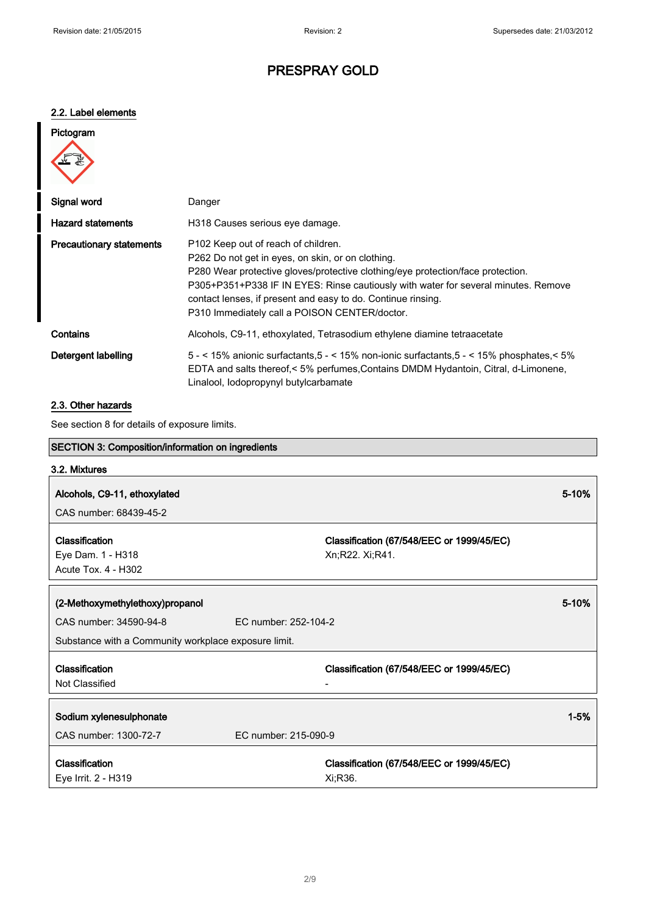# PRESPRAY GOLD

### 2.2. Label elements

**Pictogram**

| | |
|---|---|
| **Signal word** | Danger |
| **Hazard statements** | H318 Causes serious eye damage. |
| **Precautionary statements** | P102 Keep out of reach of children.<br>P262 Do not get in eyes, on skin, or on clothing.<br>P280 Wear protective gloves/protective clothing/eye protection/face protection.<br>P305+P351+P338 IF IN EYES: Rinse cautiously with water for several minutes. Remove contact lenses, if present and easy to do. Continue rinsing.<br>P310 Immediately call a POISON CENTER/doctor. |
| **Contains** | Alcohols, C9-11, ethoxylated, Tetrasodium ethylene diamine tetraacetate |
| **Detergent labelling** | 5 - < 15% anionic surfactants,5 - < 15% non-ionic surfactants,5 - < 15% phosphates,< 5% EDTA and salts thereof,< 5% perfumes,Contains DMDM Hydantoin, Citral, d-Limonene, Linalool, Iodopropynyl butylcarbamate |

### 2.3. Other hazards

See section 8 for details of exposure limits.

## SECTION 3: Composition/information on ingredients

### 3.2. Mixtures

| **Alcohols, C9-11, ethoxylated** | | **5-10%** |
|---|---|---|
| CAS number: 68439-45-2 | | |
| **Classification**<br>Eye Dam. 1 - H318<br>Acute Tox. 4 - H302 | **Classification (67/548/EEC or 1999/45/EC)**<br>Xn;R22. Xi;R41. | |

| **(2-Methoxymethylethoxy)propanol** | | **5-10%** |
|---|---|---|
| CAS number: 34590-94-8 | EC number: 252-104-2 | |
| Substance with a Community workplace exposure limit. | | |
| **Classification**<br>Not Classified | **Classification (67/548/EEC or 1999/45/EC)**<br>- | |

| **Sodium xylenesulphonate** | | **1-5%** |
|---|---|---|
| CAS number: 1300-72-7 | EC number: 215-090-9 | |
| **Classification**<br>Eye Irrit. 2 - H319 | **Classification (67/548/EEC or 1999/45/EC)**<br>Xi;R36. | |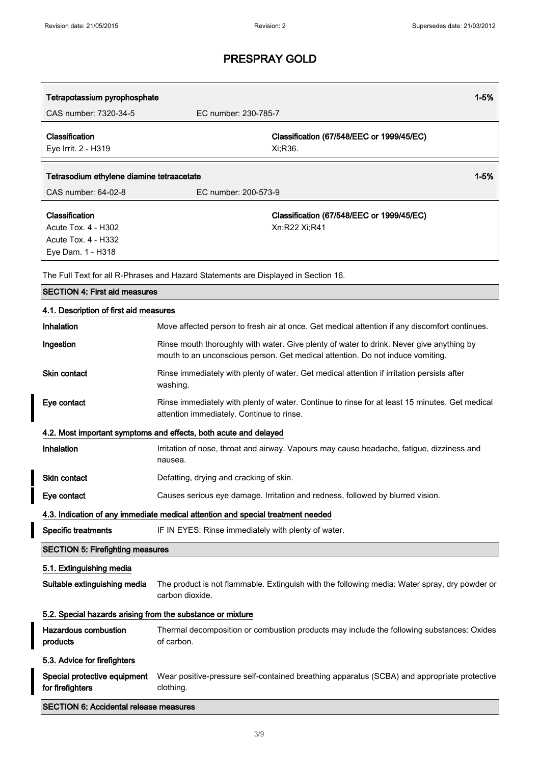# PRESPRAY GOLD

| Tetrapotassium pyrophosphate | | 1-5% |
|---|---|---|
| CAS number: 7320-34-5 | EC number: 230-785-7 | |
| **Classification**<br>Eye Irrit. 2 - H319 | **Classification (67/548/EEC or 1999/45/EC)**<br>Xi;R36. | |

| Tetrasodium ethylene diamine tetraacetate | | 1-5% |
|---|---|---|
| CAS number: 64-02-8 | EC number: 200-573-9 | |
| **Classification**<br>Acute Tox. 4 - H302<br>Acute Tox. 4 - H332<br>Eye Dam. 1 - H318 | **Classification (67/548/EEC or 1999/45/EC)**<br>Xn;R22 Xi;R41 | |

The Full Text for all R-Phrases and Hazard Statements are Displayed in Section 16.

## SECTION 4: First aid measures

### 4.1. Description of first aid measures

**Inhalation** Move affected person to fresh air at once. Get medical attention if any discomfort continues.

**Ingestion** Rinse mouth thoroughly with water. Give plenty of water to drink. Never give anything by mouth to an unconscious person. Get medical attention. Do not induce vomiting.

**Skin contact** Rinse immediately with plenty of water. Get medical attention if irritation persists after washing.

**Eye contact** Rinse immediately with plenty of water. Continue to rinse for at least 15 minutes. Get medical attention immediately. Continue to rinse.

### 4.2. Most important symptoms and effects, both acute and delayed

**Inhalation** Irritation of nose, throat and airway. Vapours may cause headache, fatigue, dizziness and nausea.

**Skin contact** Defatting, drying and cracking of skin.

**Eye contact** Causes serious eye damage. Irritation and redness, followed by blurred vision.

### 4.3. Indication of any immediate medical attention and special treatment needed

**Specific treatments** IF IN EYES: Rinse immediately with plenty of water.

## SECTION 5: Firefighting measures

### 5.1. Extinguishing media

**Suitable extinguishing media** The product is not flammable. Extinguish with the following media: Water spray, dry powder or carbon dioxide.

### 5.2. Special hazards arising from the substance or mixture

**Hazardous combustion products** Thermal decomposition or combustion products may include the following substances: Oxides of carbon.

### 5.3. Advice for firefighters

**Special protective equipment for firefighters** Wear positive-pressure self-contained breathing apparatus (SCBA) and appropriate protective clothing.

## SECTION 6: Accidental release measures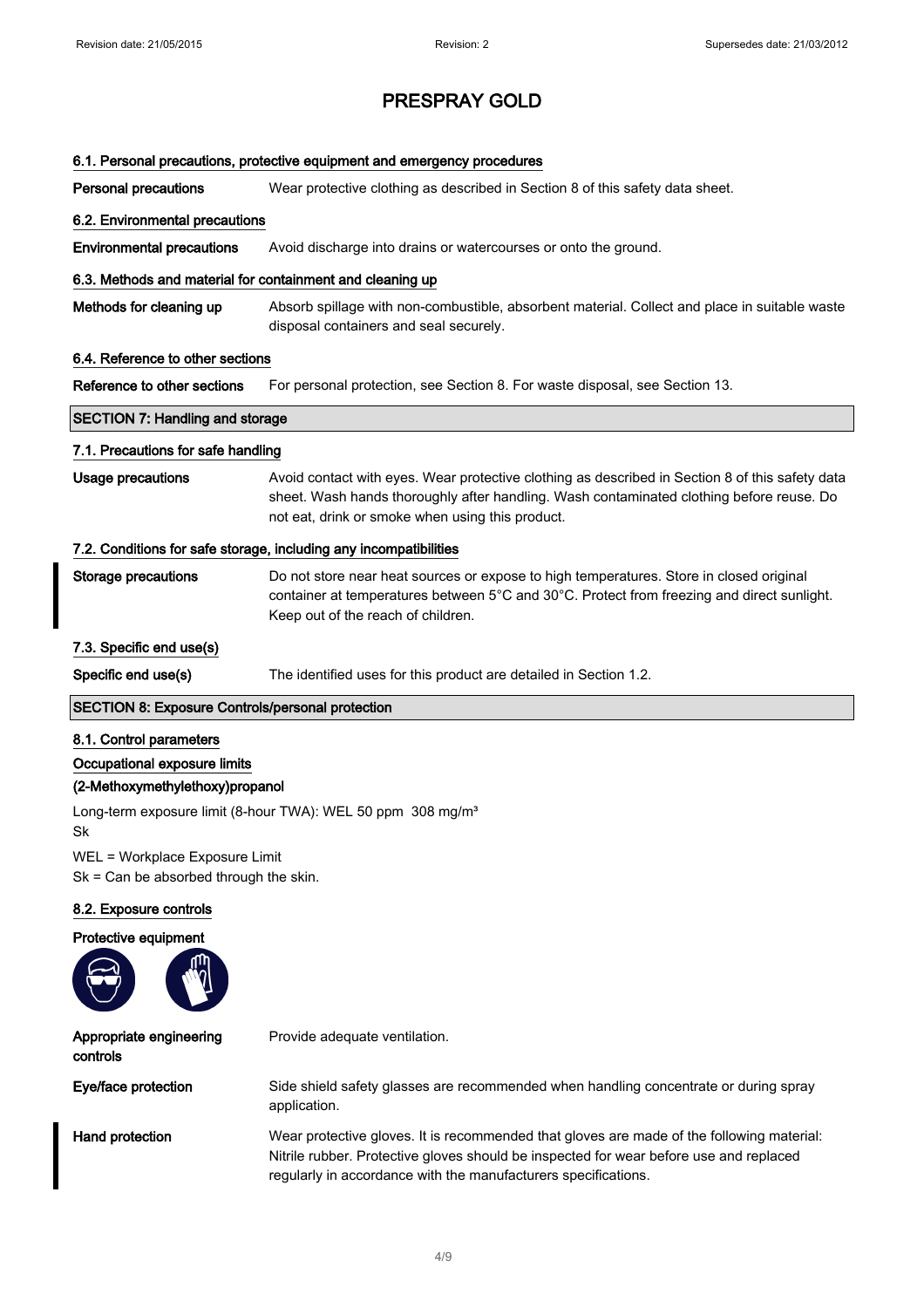# PRESPRAY GOLD

### 6.1. Personal precautions, protective equipment and emergency procedures

**Personal precautions** Wear protective clothing as described in Section 8 of this safety data sheet.

### 6.2. Environmental precautions

**Environmental precautions** Avoid discharge into drains or watercourses or onto the ground.

### 6.3. Methods and material for containment and cleaning up

**Methods for cleaning up** Absorb spillage with non-combustible, absorbent material. Collect and place in suitable waste disposal containers and seal securely.

### 6.4. Reference to other sections

**Reference to other sections** For personal protection, see Section 8. For waste disposal, see Section 13.

## SECTION 7: Handling and storage

### 7.1. Precautions for safe handling

**Usage precautions** Avoid contact with eyes. Wear protective clothing as described in Section 8 of this safety data sheet. Wash hands thoroughly after handling. Wash contaminated clothing before reuse. Do not eat, drink or smoke when using this product.

### 7.2. Conditions for safe storage, including any incompatibilities

**Storage precautions** Do not store near heat sources or expose to high temperatures. Store in closed original container at temperatures between 5°C and 30°C. Protect from freezing and direct sunlight. Keep out of the reach of children.

### 7.3. Specific end use(s)

**Specific end use(s)** The identified uses for this product are detailed in Section 1.2.

## SECTION 8: Exposure Controls/personal protection

### 8.1. Control parameters

**Occupational exposure limits**

**(2-Methoxymethylethoxy)propanol**

Long-term exposure limit (8-hour TWA): WEL 50 ppm 308 mg/m³
Sk

WEL = Workplace Exposure Limit
Sk = Can be absorbed through the skin.

### 8.2. Exposure controls

**Protective equipment**

**Appropriate engineering controls** Provide adequate ventilation.

**Eye/face protection** Side shield safety glasses are recommended when handling concentrate or during spray application.

**Hand protection** Wear protective gloves. It is recommended that gloves are made of the following material: Nitrile rubber. Protective gloves should be inspected for wear before use and replaced regularly in accordance with the manufacturers specifications.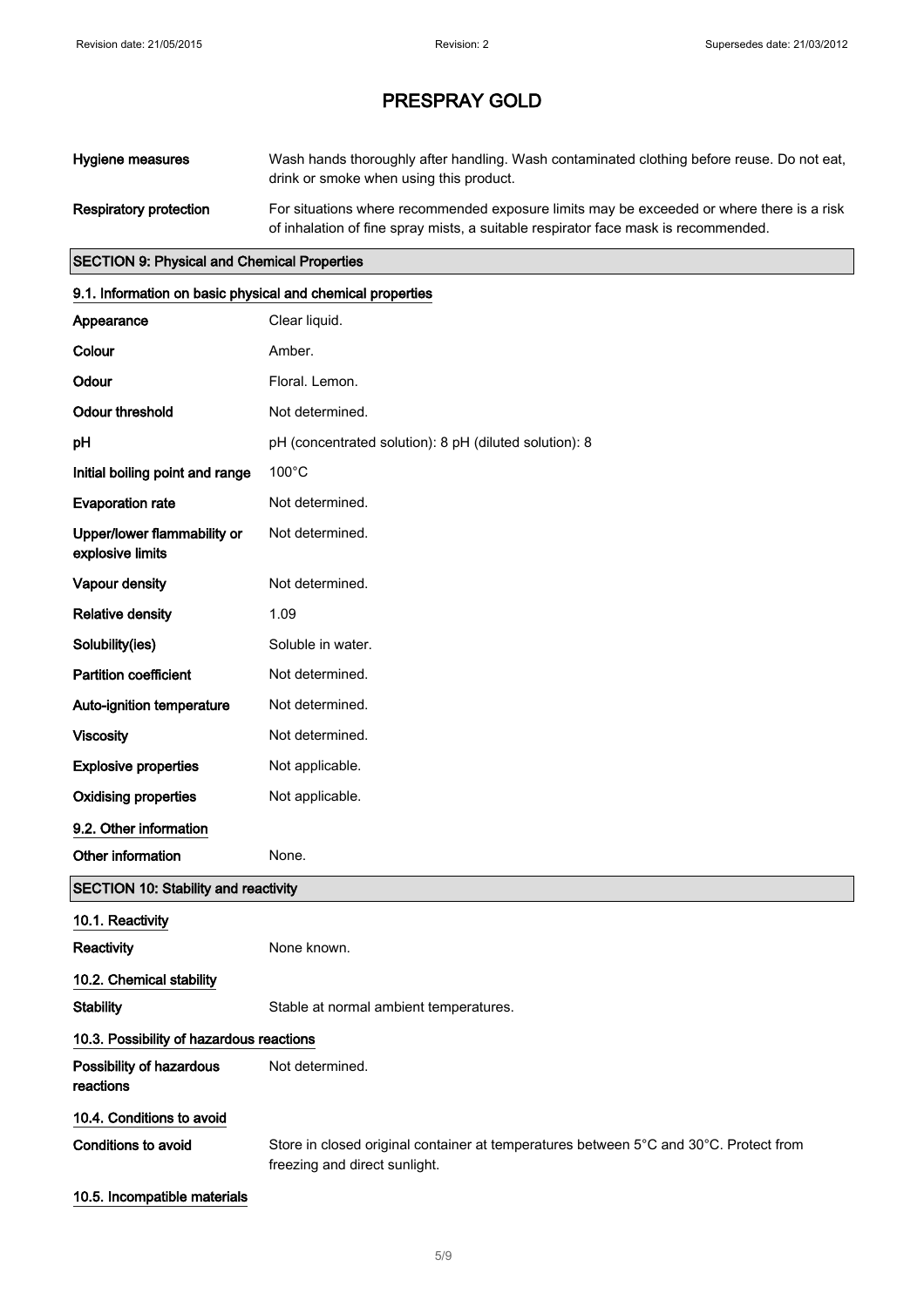# PRESPRAY GOLD

| | |
|---|---|
| **Hygiene measures** | Wash hands thoroughly after handling. Wash contaminated clothing before reuse. Do not eat, drink or smoke when using this product. |
| **Respiratory protection** | For situations where recommended exposure limits may be exceeded or where there is a risk of inhalation of fine spray mists, a suitable respirator face mask is recommended. |

## SECTION 9: Physical and Chemical Properties

### 9.1. Information on basic physical and chemical properties

| | |
|---|---|
| **Appearance** | Clear liquid. |
| **Colour** | Amber. |
| **Odour** | Floral. Lemon. |
| **Odour threshold** | Not determined. |
| **pH** | pH (concentrated solution): 8 pH (diluted solution): 8 |
| **Initial boiling point and range** | 100°C |
| **Evaporation rate** | Not determined. |
| **Upper/lower flammability or explosive limits** | Not determined. |
| **Vapour density** | Not determined. |
| **Relative density** | 1.09 |
| **Solubility(ies)** | Soluble in water. |
| **Partition coefficient** | Not determined. |
| **Auto-ignition temperature** | Not determined. |
| **Viscosity** | Not determined. |
| **Explosive properties** | Not applicable. |
| **Oxidising properties** | Not applicable. |

### 9.2. Other information

| | |
|---|---|
| **Other information** | None. |

## SECTION 10: Stability and reactivity

### 10.1. Reactivity

| | |
|---|---|
| **Reactivity** | None known. |

### 10.2. Chemical stability

| | |
|---|---|
| **Stability** | Stable at normal ambient temperatures. |

### 10.3. Possibility of hazardous reactions

| | |
|---|---|
| **Possibility of hazardous reactions** | Not determined. |

### 10.4. Conditions to avoid

| | |
|---|---|
| **Conditions to avoid** | Store in closed original container at temperatures between 5°C and 30°C. Protect from freezing and direct sunlight. |

### 10.5. Incompatible materials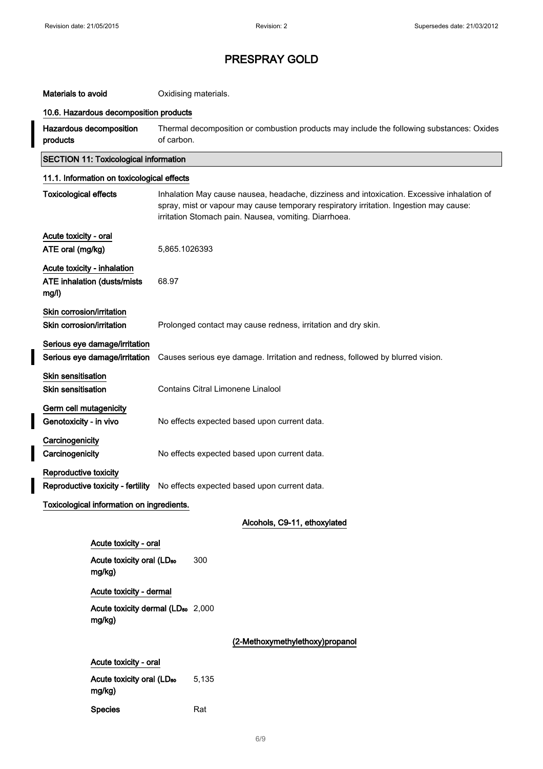# PRESPRAY GOLD

| | |
|---|---|
| **Materials to avoid** | Oxidising materials. |

**10.6. Hazardous decomposition products**

| | |
|---|---|
| **Hazardous decomposition products** | Thermal decomposition or combustion products may include the following substances: Oxides of carbon. |

## SECTION 11: Toxicological information

**11.1. Information on toxicological effects**

| | |
|---|---|
| **Toxicological effects** | Inhalation May cause nausea, headache, dizziness and intoxication. Excessive inhalation of spray, mist or vapour may cause temporary respiratory irritation. Ingestion may cause: irritation Stomach pain. Nausea, vomiting. Diarrhoea. |

**Acute toxicity - oral**

| | |
|---|---|
| **ATE oral (mg/kg)** | 5,865.1026393 |

**Acute toxicity - inhalation**

| | |
|---|---|
| **ATE inhalation (dusts/mists mg/l)** | 68.97 |

**Skin corrosion/irritation**

| | |
|---|---|
| **Skin corrosion/irritation** | Prolonged contact may cause redness, irritation and dry skin. |

**Serious eye damage/irritation**

| | |
|---|---|
| **Serious eye damage/irritation** | Causes serious eye damage. Irritation and redness, followed by blurred vision. |

**Skin sensitisation**

| | |
|---|---|
| **Skin sensitisation** | Contains Citral Limonene Linalool |

**Germ cell mutagenicity**

| | |
|---|---|
| **Genotoxicity - in vivo** | No effects expected based upon current data. |

**Carcinogenicity**

| | |
|---|---|
| **Carcinogenicity** | No effects expected based upon current data. |

**Reproductive toxicity**

| | |
|---|---|
| **Reproductive toxicity - fertility** | No effects expected based upon current data. |

**Toxicological information on ingredients.**

**Alcohols, C9-11, ethoxylated**

**Acute toxicity - oral**

| | |
|---|---|
| **Acute toxicity oral ($LD_{50}$ mg/kg)** | 300 |

**Acute toxicity - dermal**

| | |
|---|---|
| **Acute toxicity dermal ($LD_{50}$ mg/kg)** | 2,000 |

**(2-Methoxymethylethoxy)propanol**

**Acute toxicity - oral**

| | |
|---|---|
| **Acute toxicity oral ($LD_{50}$ mg/kg)** | 5,135 |
| **Species** | Rat |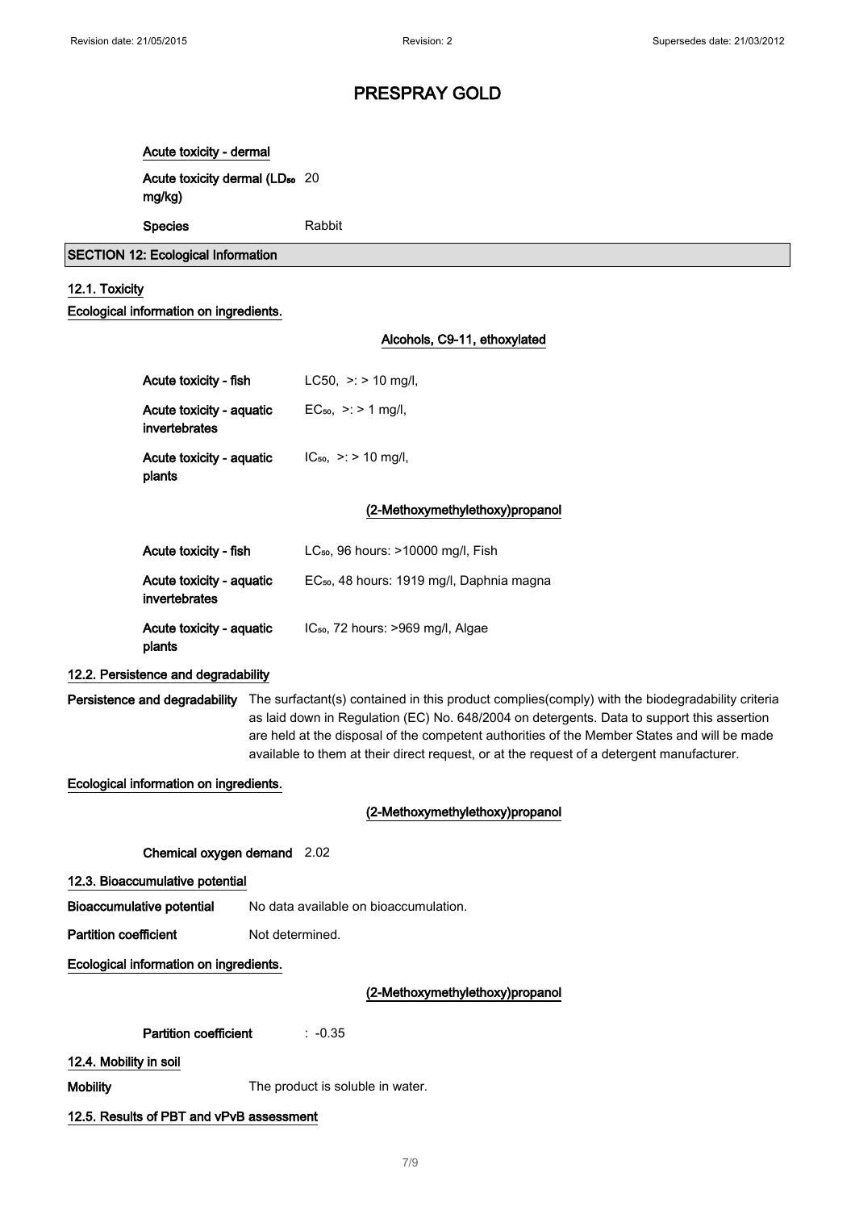**Acute toxicity - dermal**

| | |
|---|---|
| **Acute toxicity dermal ($LD_{50}$ mg/kg)** | 20 |
| **Species** | Rabbit |

## SECTION 12: Ecological Information

### 12.1. Toxicity

**Ecological information on ingredients.**

**Alcohols, C9-11, ethoxylated**

| | |
|---|---|
| **Acute toxicity - fish** | LC50, >: > 10 mg/l, |
| **Acute toxicity - aquatic invertebrates** | $EC_{50}$, >: > 1 mg/l, |
| **Acute toxicity - aquatic plants** | $IC_{50}$, >: > 10 mg/l, |

**(2-Methoxymethylethoxy)propanol**

| | |
|---|---|
| **Acute toxicity - fish** | $LC_{50}$, 96 hours: >10000 mg/l, Fish |
| **Acute toxicity - aquatic invertebrates** | $EC_{50}$, 48 hours: 1919 mg/l, Daphnia magna |
| **Acute toxicity - aquatic plants** | $IC_{50}$, 72 hours: >969 mg/l, Algae |

### 12.2. Persistence and degradability

**Persistence and degradability** The surfactant(s) contained in this product complies(comply) with the biodegradability criteria as laid down in Regulation (EC) No. 648/2004 on detergents. Data to support this assertion are held at the disposal of the competent authorities of the Member States and will be made available to them at their direct request, or at the request of a detergent manufacturer.

**Ecological information on ingredients.**

**(2-Methoxymethylethoxy)propanol**

**Chemical oxygen demand** 2.02

### 12.3. Bioaccumulative potential

**Bioaccumulative potential** No data available on bioaccumulation.

**Partition coefficient** Not determined.

**Ecological information on ingredients.**

**(2-Methoxymethylethoxy)propanol**

**Partition coefficient** : -0.35

### 12.4. Mobility in soil

**Mobility** The product is soluble in water.

### 12.5. Results of PBT and vPvB assessment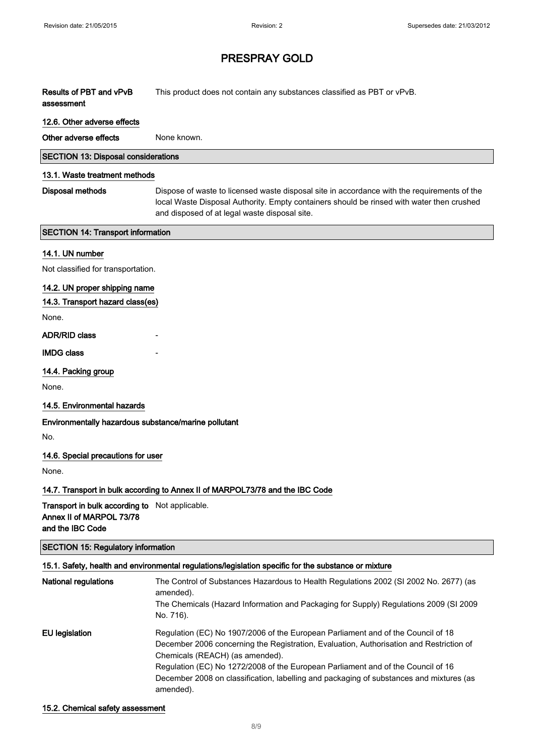**Results of PBT and vPvB assessment** This product does not contain any substances classified as PBT or vPvB.

### 12.6. Other adverse effects

**Other adverse effects** None known.

## SECTION 13: Disposal considerations

### 13.1. Waste treatment methods

**Disposal methods** Dispose of waste to licensed waste disposal site in accordance with the requirements of the local Waste Disposal Authority. Empty containers should be rinsed with water then crushed and disposed of at legal waste disposal site.

## SECTION 14: Transport information

### 14.1. UN number

Not classified for transportation.

### 14.2. UN proper shipping name

### 14.3. Transport hazard class(es)

None.

**ADR/RID class** -

**IMDG class** -

### 14.4. Packing group

None.

### 14.5. Environmental hazards

**Environmentally hazardous substance/marine pollutant**

No.

### 14.6. Special precautions for user

None.

### 14.7. Transport in bulk according to Annex II of MARPOL73/78 and the IBC Code

**Transport in bulk according to Annex II of MARPOL 73/78 and the IBC Code** Not applicable.

## SECTION 15: Regulatory information

### 15.1. Safety, health and environmental regulations/legislation specific for the substance or mixture

**National regulations** The Control of Substances Hazardous to Health Regulations 2002 (SI 2002 No. 2677) (as amended).
The Chemicals (Hazard Information and Packaging for Supply) Regulations 2009 (SI 2009 No. 716).

**EU legislation** Regulation (EC) No 1907/2006 of the European Parliament and of the Council of 18 December 2006 concerning the Registration, Evaluation, Authorisation and Restriction of Chemicals (REACH) (as amended).
Regulation (EC) No 1272/2008 of the European Parliament and of the Council of 16 December 2008 on classification, labelling and packaging of substances and mixtures (as amended).

### 15.2. Chemical safety assessment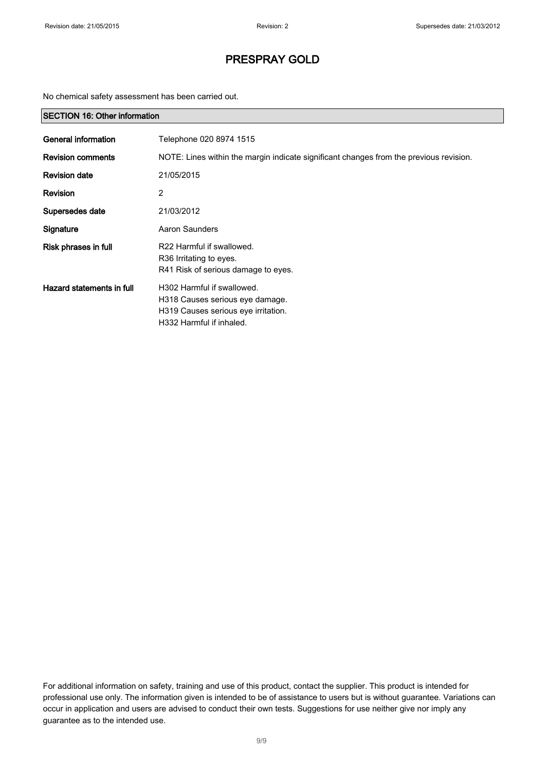# PRESPRAY GOLD

No chemical safety assessment has been carried out.

## SECTION 16: Other information

| | |
|---|---|
| **General information** | Telephone 020 8974 1515 |
| **Revision comments** | NOTE: Lines within the margin indicate significant changes from the previous revision. |
| **Revision date** | 21/05/2015 |
| **Revision** | 2 |
| **Supersedes date** | 21/03/2012 |
| **Signature** | Aaron Saunders |
| **Risk phrases in full** | R22 Harmful if swallowed.<br>R36 Irritating to eyes.<br>R41 Risk of serious damage to eyes. |
| **Hazard statements in full** | H302 Harmful if swallowed.<br>H318 Causes serious eye damage.<br>H319 Causes serious eye irritation.<br>H332 Harmful if inhaled. |

For additional information on safety, training and use of this product, contact the supplier. This product is intended for professional use only. The information given is intended to be of assistance to users but is without guarantee. Variations can occur in application and users are advised to conduct their own tests. Suggestions for use neither give nor imply any guarantee as to the intended use.